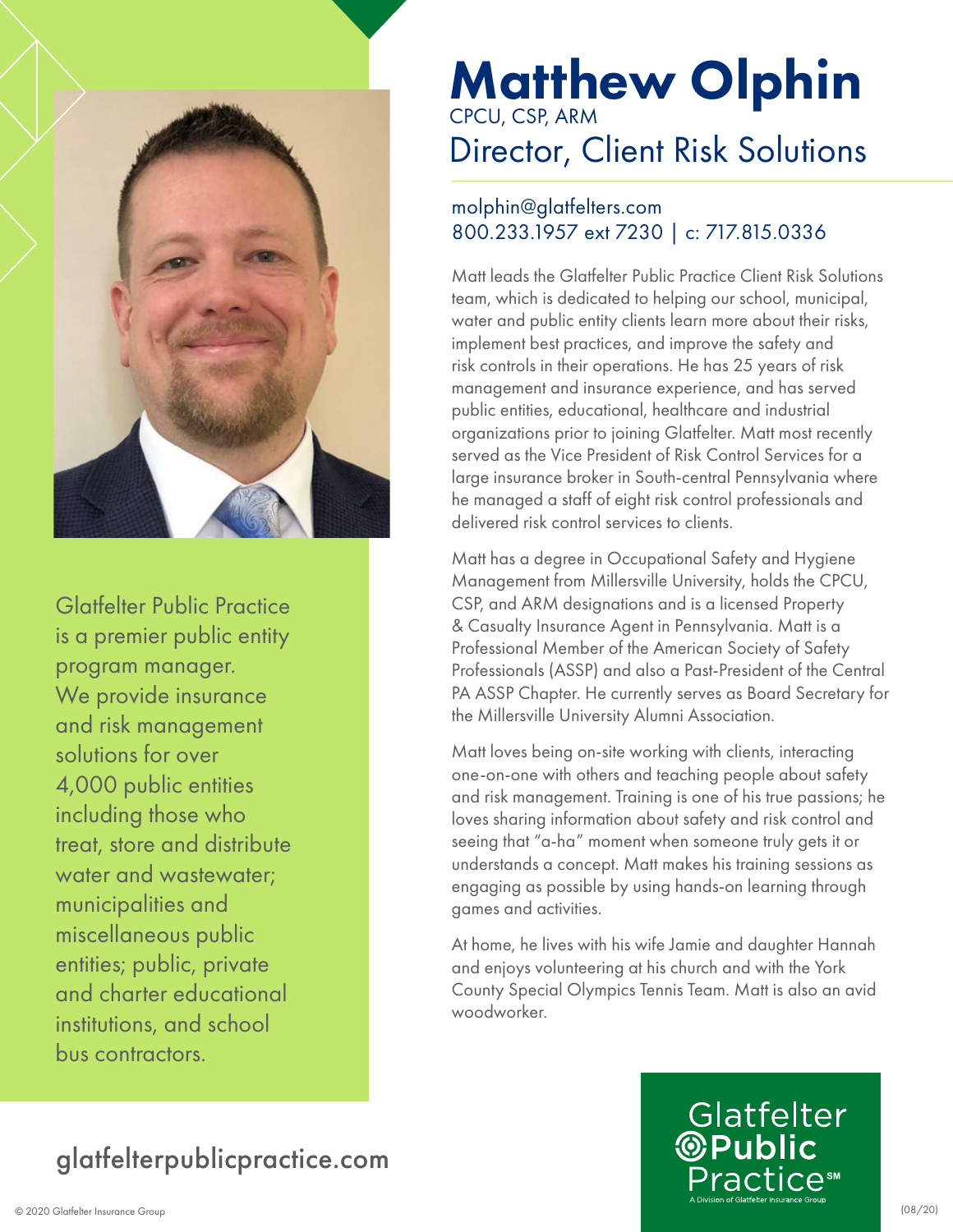# Matthew Olphin

CPCU, CSP, ARM

## Director, Client Risk Solutions

molphin@glatfelters.com
800.233.1957 ext 7230 | c: 717.815.0336

Matt leads the Glatfelter Public Practice Client Risk Solutions team, which is dedicated to helping our school, municipal, water and public entity clients learn more about their risks, implement best practices, and improve the safety and risk controls in their operations. He has 25 years of risk management and insurance experience, and has served public entities, educational, healthcare and industrial organizations prior to joining Glatfelter. Matt most recently served as the Vice President of Risk Control Services for a large insurance broker in South-central Pennsylvania where he managed a staff of eight risk control professionals and delivered risk control services to clients.

Matt has a degree in Occupational Safety and Hygiene Management from Millersville University, holds the CPCU, CSP, and ARM designations and is a licensed Property & Casualty Insurance Agent in Pennsylvania. Matt is a Professional Member of the American Society of Safety Professionals (ASSP) and also a Past-President of the Central PA ASSP Chapter. He currently serves as Board Secretary for the Millersville University Alumni Association.

Matt loves being on-site working with clients, interacting one-on-one with others and teaching people about safety and risk management. Training is one of his true passions; he loves sharing information about safety and risk control and seeing that "a-ha" moment when someone truly gets it or understands a concept. Matt makes his training sessions as engaging as possible by using hands-on learning through games and activities.

At home, he lives with his wife Jamie and daughter Hannah and enjoys volunteering at his church and with the York County Special Olympics Tennis Team. Matt is also an avid woodworker.

Glatfelter Public Practice is a premier public entity program manager. We provide insurance and risk management solutions for over 4,000 public entities including those who treat, store and distribute water and wastewater; municipalities and miscellaneous public entities; public, private and charter educational institutions, and school bus contractors.

glatfelterpublicpractice.com

Glatfelter Public Practice℠
A Division of Glatfelter Insurance Group

© 2020 Glatfelter Insurance Group (08/20)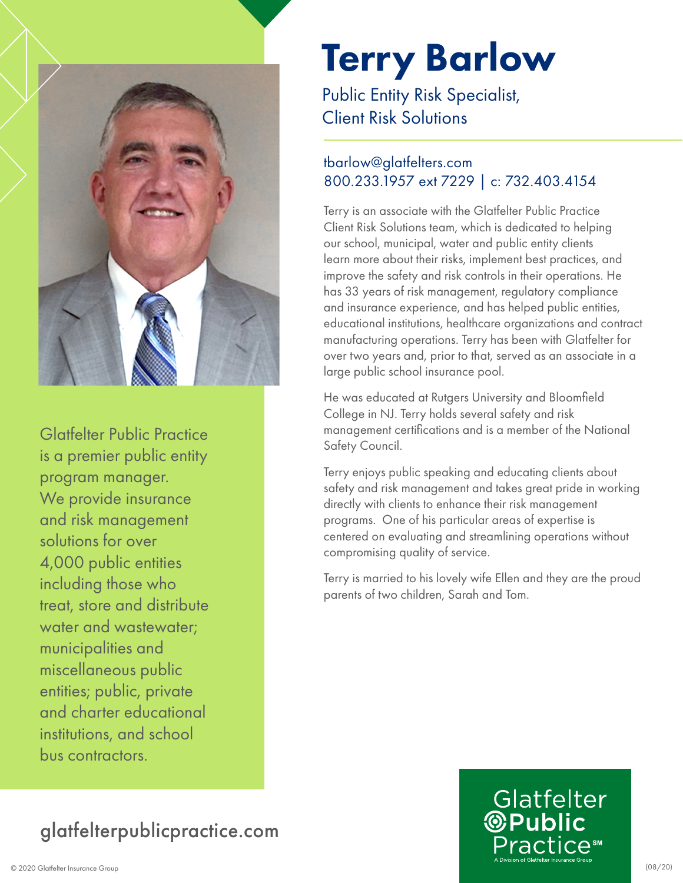# Terry Barlow

Public Entity Risk Specialist,
Client Risk Solutions

tbarlow@glatfelters.com
800.233.1957 ext 7229 | c: 732.403.4154

Terry is an associate with the Glatfelter Public Practice Client Risk Solutions team, which is dedicated to helping our school, municipal, water and public entity clients learn more about their risks, implement best practices, and improve the safety and risk controls in their operations. He has 33 years of risk management, regulatory compliance and insurance experience, and has helped public entities, educational institutions, healthcare organizations and contract manufacturing operations. Terry has been with Glatfelter for over two years and, prior to that, served as an associate in a large public school insurance pool.

He was educated at Rutgers University and Bloomfield College in NJ. Terry holds several safety and risk management certifications and is a member of the National Safety Council.

Terry enjoys public speaking and educating clients about safety and risk management and takes great pride in working directly with clients to enhance their risk management programs. One of his particular areas of expertise is centered on evaluating and streamlining operations without compromising quality of service.

Terry is married to his lovely wife Ellen and they are the proud parents of two children, Sarah and Tom.

Glatfelter Public Practice is a premier public entity program manager. We provide insurance and risk management solutions for over 4,000 public entities including those who treat, store and distribute water and wastewater; municipalities and miscellaneous public entities; public, private and charter educational institutions, and school bus contractors.

glatfelterpublicpractice.com

Glatfelter Public Practice℠
A Division of Glatfelter Insurance Group

© 2020 Glatfelter Insurance Group (08/20)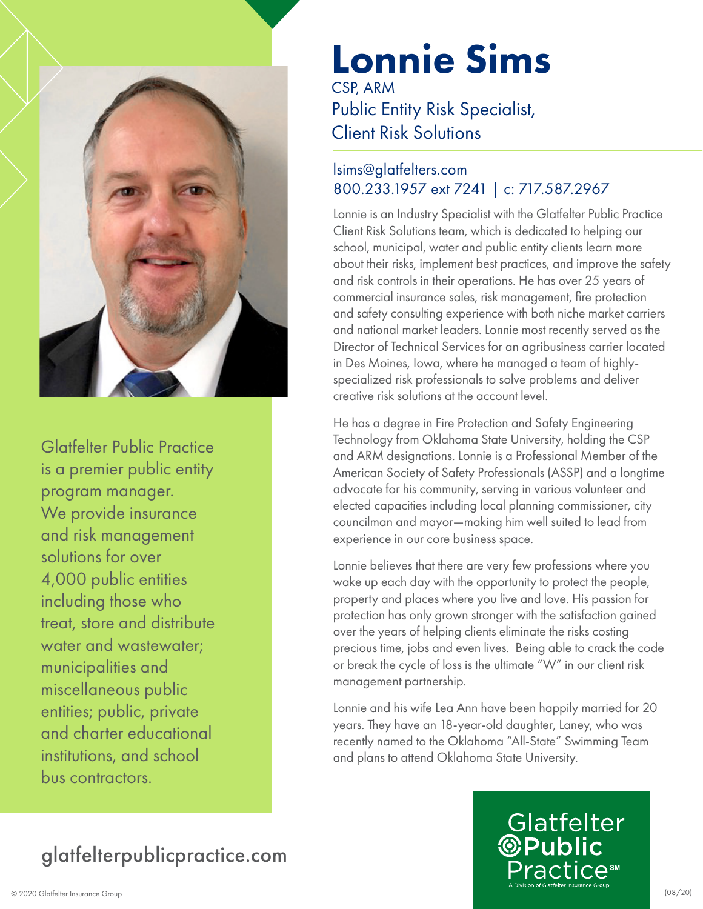# Lonnie Sims

CSP, ARM

Public Entity Risk Specialist,
Client Risk Solutions

lsims@glatfelters.com
800.233.1957 ext 7241 | c: 717.587.2967

Lonnie is an Industry Specialist with the Glatfelter Public Practice Client Risk Solutions team, which is dedicated to helping our school, municipal, water and public entity clients learn more about their risks, implement best practices, and improve the safety and risk controls in their operations. He has over 25 years of commercial insurance sales, risk management, fire protection and safety consulting experience with both niche market carriers and national market leaders. Lonnie most recently served as the Director of Technical Services for an agribusiness carrier located in Des Moines, Iowa, where he managed a team of highly-specialized risk professionals to solve problems and deliver creative risk solutions at the account level.

He has a degree in Fire Protection and Safety Engineering Technology from Oklahoma State University, holding the CSP and ARM designations. Lonnie is a Professional Member of the American Society of Safety Professionals (ASSP) and a longtime advocate for his community, serving in various volunteer and elected capacities including local planning commissioner, city councilman and mayor—making him well suited to lead from experience in our core business space.

Lonnie believes that there are very few professions where you wake up each day with the opportunity to protect the people, property and places where you live and love. His passion for protection has only grown stronger with the satisfaction gained over the years of helping clients eliminate the risks costing precious time, jobs and even lives. Being able to crack the code or break the cycle of loss is the ultimate "W" in our client risk management partnership.

Lonnie and his wife Lea Ann have been happily married for 20 years. They have an 18-year-old daughter, Laney, who was recently named to the Oklahoma "All-State" Swimming Team and plans to attend Oklahoma State University.

Glatfelter Public Practice is a premier public entity program manager. We provide insurance and risk management solutions for over 4,000 public entities including those who treat, store and distribute water and wastewater; municipalities and miscellaneous public entities; public, private and charter educational institutions, and school bus contractors.

glatfelterpublicpractice.com

Glatfelter Public Practice℠
A Division of Glatfelter Insurance Group

© 2020 Glatfelter Insurance Group

(08/20)